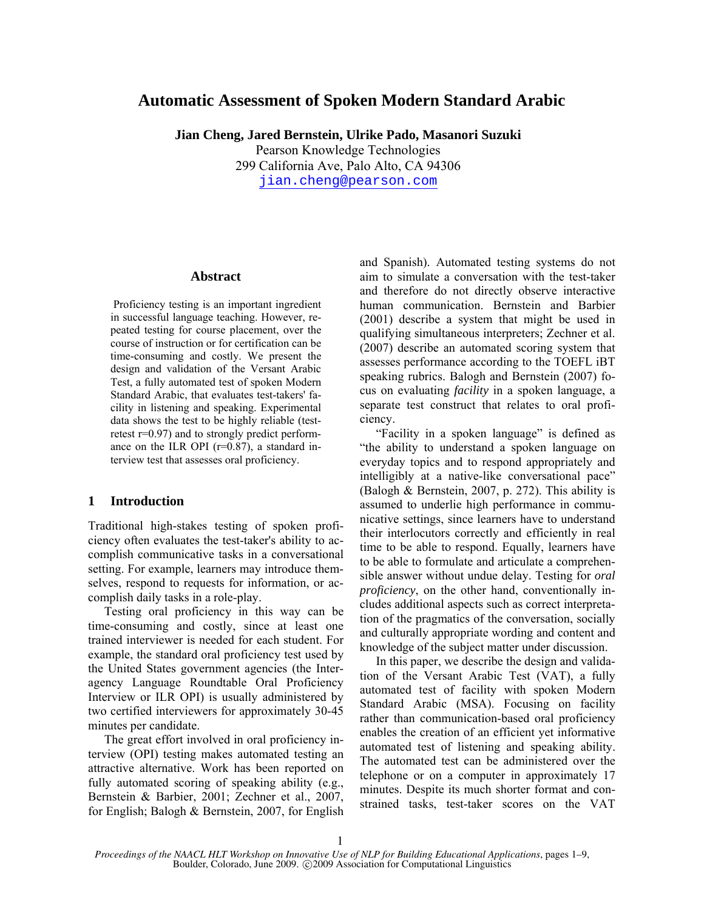# Automatic Assessment of Spoken Modern Standard Arabic

**Jian Cheng, Jared Bernstein, Ulrike Pado, Masanori Suzuki**

Pearson Knowledge Technologies
299 California Ave, Palo Alto, CA 94306
jian.cheng@pearson.com

## Abstract

Proficiency testing is an important ingredient in successful language teaching. However, repeated testing for course placement, over the course of instruction or for certification can be time-consuming and costly. We present the design and validation of the Versant Arabic Test, a fully automated test of spoken Modern Standard Arabic, that evaluates test-takers' facility in listening and speaking. Experimental data shows the test to be highly reliable (test-retest r=0.97) and to strongly predict performance on the ILR OPI (r=0.87), a standard interview test that assesses oral proficiency.

## 1 Introduction

Traditional high-stakes testing of spoken proficiency often evaluates the test-taker's ability to accomplish communicative tasks in a conversational setting. For example, learners may introduce themselves, respond to requests for information, or accomplish daily tasks in a role-play.

Testing oral proficiency in this way can be time-consuming and costly, since at least one trained interviewer is needed for each student. For example, the standard oral proficiency test used by the United States government agencies (the Interagency Language Roundtable Oral Proficiency Interview or ILR OPI) is usually administered by two certified interviewers for approximately 30-45 minutes per candidate.

The great effort involved in oral proficiency interview (OPI) testing makes automated testing an attractive alternative. Work has been reported on fully automated scoring of speaking ability (e.g., Bernstein & Barbier, 2001; Zechner et al., 2007, for English; Balogh & Bernstein, 2007, for English and Spanish). Automated testing systems do not aim to simulate a conversation with the test-taker and therefore do not directly observe interactive human communication. Bernstein and Barbier (2001) describe a system that might be used in qualifying simultaneous interpreters; Zechner et al. (2007) describe an automated scoring system that assesses performance according to the TOEFL iBT speaking rubrics. Balogh and Bernstein (2007) focus on evaluating *facility* in a spoken language, a separate test construct that relates to oral proficiency.

"Facility in a spoken language" is defined as "the ability to understand a spoken language on everyday topics and to respond appropriately and intelligibly at a native-like conversational pace" (Balogh & Bernstein, 2007, p. 272). This ability is assumed to underlie high performance in communicative settings, since learners have to understand their interlocutors correctly and efficiently in real time to be able to respond. Equally, learners have to be able to formulate and articulate a comprehensible answer without undue delay. Testing for *oral proficiency*, on the other hand, conventionally includes additional aspects such as correct interpretation of the pragmatics of the conversation, socially and culturally appropriate wording and content and knowledge of the subject matter under discussion.

In this paper, we describe the design and validation of the Versant Arabic Test (VAT), a fully automated test of facility with spoken Modern Standard Arabic (MSA). Focusing on facility rather than communication-based oral proficiency enables the creation of an efficient yet informative automated test of listening and speaking ability. The automated test can be administered over the telephone or on a computer in approximately 17 minutes. Despite its much shorter format and constrained tasks, test-taker scores on the VAT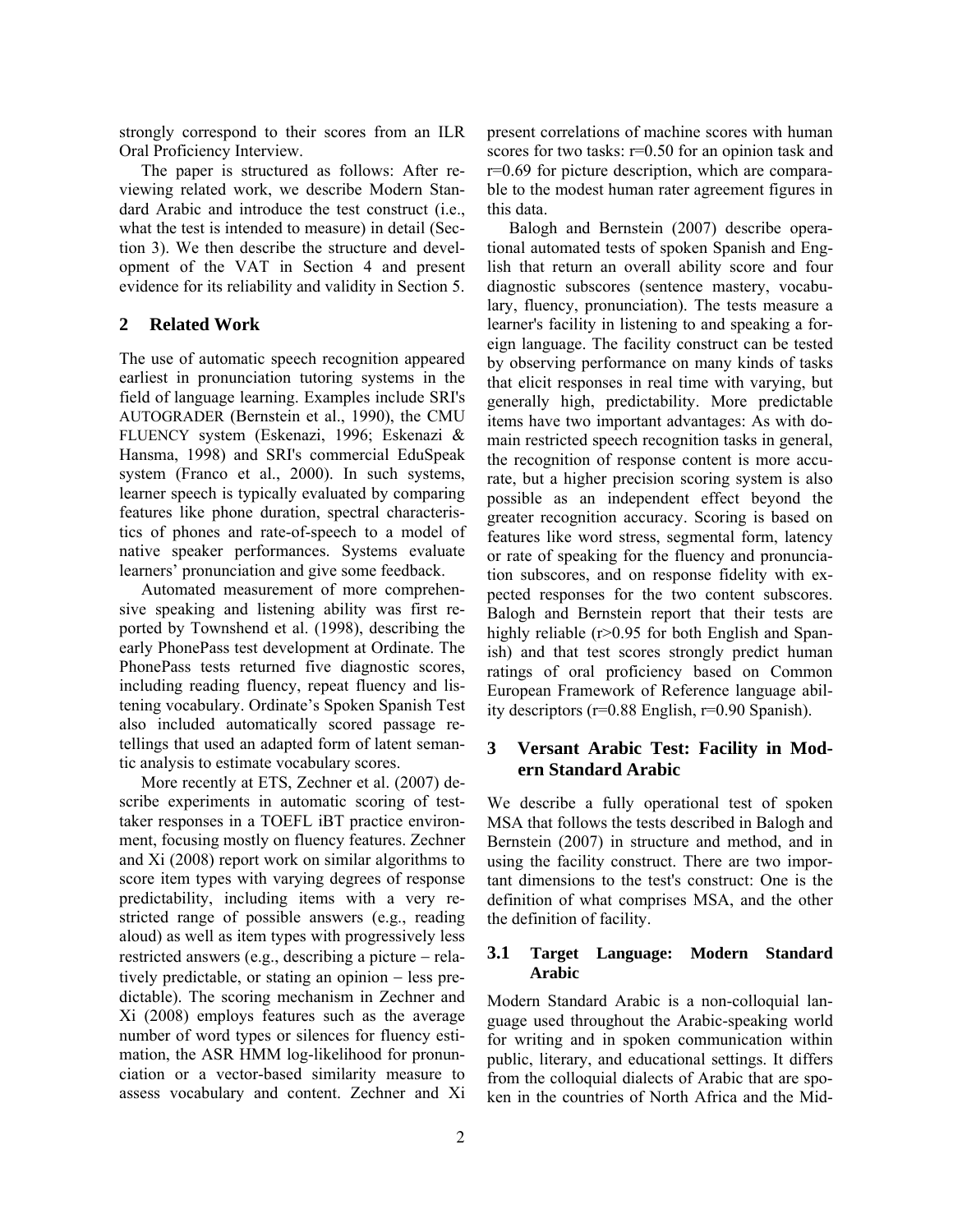strongly correspond to their scores from an ILR Oral Proficiency Interview.

The paper is structured as follows: After reviewing related work, we describe Modern Standard Arabic and introduce the test construct (i.e., what the test is intended to measure) in detail (Section 3). We then describe the structure and development of the VAT in Section 4 and present evidence for its reliability and validity in Section 5.

## 2 Related Work

The use of automatic speech recognition appeared earliest in pronunciation tutoring systems in the field of language learning. Examples include SRI's AUTOGRADER (Bernstein et al., 1990), the CMU FLUENCY system (Eskenazi, 1996; Eskenazi & Hansma, 1998) and SRI's commercial EduSpeak system (Franco et al., 2000). In such systems, learner speech is typically evaluated by comparing features like phone duration, spectral characteristics of phones and rate-of-speech to a model of native speaker performances. Systems evaluate learners' pronunciation and give some feedback.

Automated measurement of more comprehensive speaking and listening ability was first reported by Townshend et al. (1998), describing the early PhonePass test development at Ordinate. The PhonePass tests returned five diagnostic scores, including reading fluency, repeat fluency and listening vocabulary. Ordinate's Spoken Spanish Test also included automatically scored passage retellings that used an adapted form of latent semantic analysis to estimate vocabulary scores.

More recently at ETS, Zechner et al. (2007) describe experiments in automatic scoring of test-taker responses in a TOEFL iBT practice environment, focusing mostly on fluency features. Zechner and Xi (2008) report work on similar algorithms to score item types with varying degrees of response predictability, including items with a very restricted range of possible answers (e.g., reading aloud) as well as item types with progressively less restricted answers (e.g., describing a picture – relatively predictable, or stating an opinion – less predictable). The scoring mechanism in Zechner and Xi (2008) employs features such as the average number of word types or silences for fluency estimation, the ASR HMM log-likelihood for pronunciation or a vector-based similarity measure to assess vocabulary and content. Zechner and Xi present correlations of machine scores with human scores for two tasks: r=0.50 for an opinion task and r=0.69 for picture description, which are comparable to the modest human rater agreement figures in this data.

Balogh and Bernstein (2007) describe operational automated tests of spoken Spanish and English that return an overall ability score and four diagnostic subscores (sentence mastery, vocabulary, fluency, pronunciation). The tests measure a learner's facility in listening to and speaking a foreign language. The facility construct can be tested by observing performance on many kinds of tasks that elicit responses in real time with varying, but generally high, predictability. More predictable items have two important advantages: As with domain restricted speech recognition tasks in general, the recognition of response content is more accurate, but a higher precision scoring system is also possible as an independent effect beyond the greater recognition accuracy. Scoring is based on features like word stress, segmental form, latency or rate of speaking for the fluency and pronunciation subscores, and on response fidelity with expected responses for the two content subscores. Balogh and Bernstein report that their tests are highly reliable (r>0.95 for both English and Spanish) and that test scores strongly predict human ratings of oral proficiency based on Common European Framework of Reference language ability descriptors (r=0.88 English, r=0.90 Spanish).

## 3 Versant Arabic Test: Facility in Modern Standard Arabic

We describe a fully operational test of spoken MSA that follows the tests described in Balogh and Bernstein (2007) in structure and method, and in using the facility construct. There are two important dimensions to the test's construct: One is the definition of what comprises MSA, and the other the definition of facility.

### 3.1 Target Language: Modern Standard Arabic

Modern Standard Arabic is a non-colloquial language used throughout the Arabic-speaking world for writing and in spoken communication within public, literary, and educational settings. It differs from the colloquial dialects of Arabic that are spoken in the countries of North Africa and the Mid-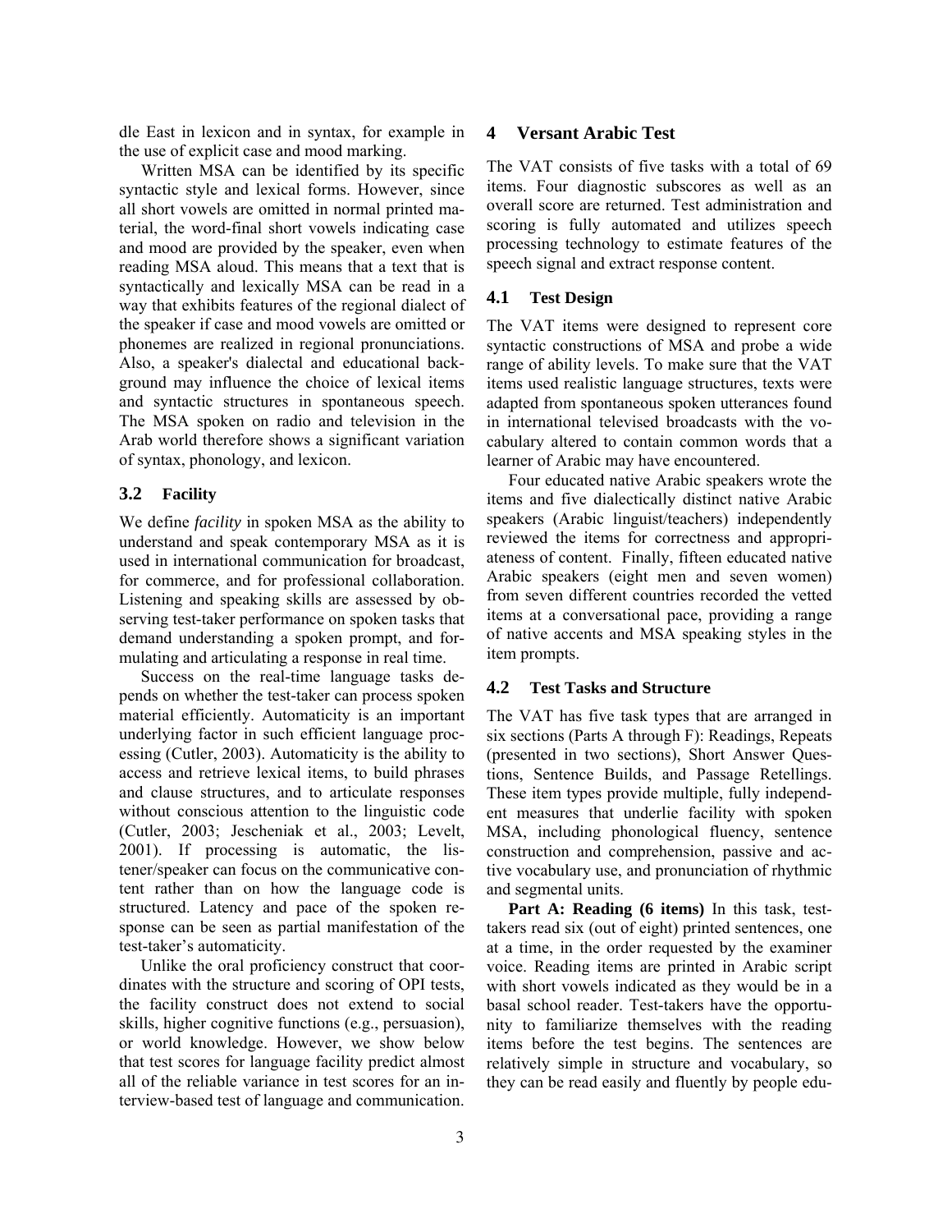dle East in lexicon and in syntax, for example in the use of explicit case and mood marking.

Written MSA can be identified by its specific syntactic style and lexical forms. However, since all short vowels are omitted in normal printed material, the word-final short vowels indicating case and mood are provided by the speaker, even when reading MSA aloud. This means that a text that is syntactically and lexically MSA can be read in a way that exhibits features of the regional dialect of the speaker if case and mood vowels are omitted or phonemes are realized in regional pronunciations. Also, a speaker's dialectal and educational background may influence the choice of lexical items and syntactic structures in spontaneous speech. The MSA spoken on radio and television in the Arab world therefore shows a significant variation of syntax, phonology, and lexicon.

### 3.2 Facility

We define *facility* in spoken MSA as the ability to understand and speak contemporary MSA as it is used in international communication for broadcast, for commerce, and for professional collaboration. Listening and speaking skills are assessed by observing test-taker performance on spoken tasks that demand understanding a spoken prompt, and formulating and articulating a response in real time.

Success on the real-time language tasks depends on whether the test-taker can process spoken material efficiently. Automaticity is an important underlying factor in such efficient language processing (Cutler, 2003). Automaticity is the ability to access and retrieve lexical items, to build phrases and clause structures, and to articulate responses without conscious attention to the linguistic code (Cutler, 2003; Jescheniak et al., 2003; Levelt, 2001). If processing is automatic, the listener/speaker can focus on the communicative content rather than on how the language code is structured. Latency and pace of the spoken response can be seen as partial manifestation of the test-taker's automaticity.

Unlike the oral proficiency construct that coordinates with the structure and scoring of OPI tests, the facility construct does not extend to social skills, higher cognitive functions (e.g., persuasion), or world knowledge. However, we show below that test scores for language facility predict almost all of the reliable variance in test scores for an interview-based test of language and communication.

## 4 Versant Arabic Test

The VAT consists of five tasks with a total of 69 items. Four diagnostic subscores as well as an overall score are returned. Test administration and scoring is fully automated and utilizes speech processing technology to estimate features of the speech signal and extract response content.

### 4.1 Test Design

The VAT items were designed to represent core syntactic constructions of MSA and probe a wide range of ability levels. To make sure that the VAT items used realistic language structures, texts were adapted from spontaneous spoken utterances found in international televised broadcasts with the vocabulary altered to contain common words that a learner of Arabic may have encountered.

Four educated native Arabic speakers wrote the items and five dialectically distinct native Arabic speakers (Arabic linguist/teachers) independently reviewed the items for correctness and appropriateness of content. Finally, fifteen educated native Arabic speakers (eight men and seven women) from seven different countries recorded the vetted items at a conversational pace, providing a range of native accents and MSA speaking styles in the item prompts.

### 4.2 Test Tasks and Structure

The VAT has five task types that are arranged in six sections (Parts A through F): Readings, Repeats (presented in two sections), Short Answer Questions, Sentence Builds, and Passage Retellings. These item types provide multiple, fully independent measures that underlie facility with spoken MSA, including phonological fluency, sentence construction and comprehension, passive and active vocabulary use, and pronunciation of rhythmic and segmental units.

**Part A: Reading (6 items)** In this task, test-takers read six (out of eight) printed sentences, one at a time, in the order requested by the examiner voice. Reading items are printed in Arabic script with short vowels indicated as they would be in a basal school reader. Test-takers have the opportunity to familiarize themselves with the reading items before the test begins. The sentences are relatively simple in structure and vocabulary, so they can be read easily and fluently by people edu-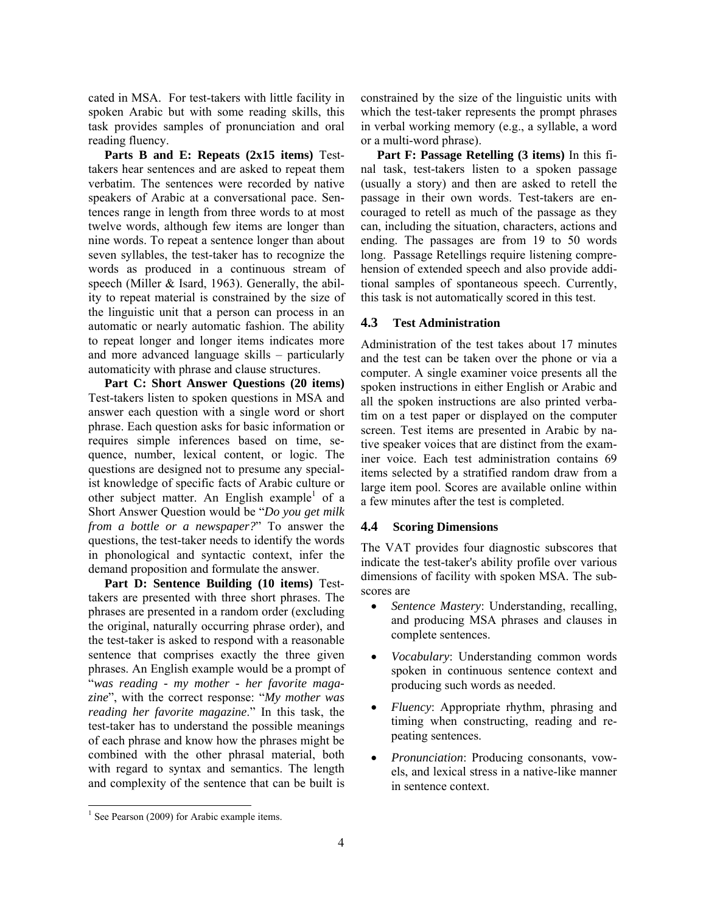cated in MSA. For test-takers with little facility in spoken Arabic but with some reading skills, this task provides samples of pronunciation and oral reading fluency.

**Parts B and E: Repeats (2x15 items)** Test-takers hear sentences and are asked to repeat them verbatim. The sentences were recorded by native speakers of Arabic at a conversational pace. Sentences range in length from three words to at most twelve words, although few items are longer than nine words. To repeat a sentence longer than about seven syllables, the test-taker has to recognize the words as produced in a continuous stream of speech (Miller & Isard, 1963). Generally, the ability to repeat material is constrained by the size of the linguistic unit that a person can process in an automatic or nearly automatic fashion. The ability to repeat longer and longer items indicates more and more advanced language skills – particularly automaticity with phrase and clause structures.

**Part C: Short Answer Questions (20 items)** Test-takers listen to spoken questions in MSA and answer each question with a single word or short phrase. Each question asks for basic information or requires simple inferences based on time, sequence, number, lexical content, or logic. The questions are designed not to presume any specialist knowledge of specific facts of Arabic culture or other subject matter. An English example[1] of a Short Answer Question would be "*Do you get milk from a bottle or a newspaper?*" To answer the questions, the test-taker needs to identify the words in phonological and syntactic context, infer the demand proposition and formulate the answer.

**Part D: Sentence Building (10 items)** Test-takers are presented with three short phrases. The phrases are presented in a random order (excluding the original, naturally occurring phrase order), and the test-taker is asked to respond with a reasonable sentence that comprises exactly the three given phrases. An English example would be a prompt of "*was reading - my mother - her favorite magazine*", with the correct response: "*My mother was reading her favorite magazine*." In this task, the test-taker has to understand the possible meanings of each phrase and know how the phrases might be combined with the other phrasal material, both with regard to syntax and semantics. The length and complexity of the sentence that can be built is constrained by the size of the linguistic units with which the test-taker represents the prompt phrases in verbal working memory (e.g., a syllable, a word or a multi-word phrase).

**Part F: Passage Retelling (3 items)** In this final task, test-takers listen to a spoken passage (usually a story) and then are asked to retell the passage in their own words. Test-takers are encouraged to retell as much of the passage as they can, including the situation, characters, actions and ending. The passages are from 19 to 50 words long. Passage Retellings require listening comprehension of extended speech and also provide additional samples of spontaneous speech. Currently, this task is not automatically scored in this test.

### 4.3 Test Administration

Administration of the test takes about 17 minutes and the test can be taken over the phone or via a computer. A single examiner voice presents all the spoken instructions in either English or Arabic and all the spoken instructions are also printed verbatim on a test paper or displayed on the computer screen. Test items are presented in Arabic by native speaker voices that are distinct from the examiner voice. Each test administration contains 69 items selected by a stratified random draw from a large item pool. Scores are available online within a few minutes after the test is completed.

### 4.4 Scoring Dimensions

The VAT provides four diagnostic subscores that indicate the test-taker's ability profile over various dimensions of facility with spoken MSA. The subscores are

- *Sentence Mastery*: Understanding, recalling, and producing MSA phrases and clauses in complete sentences.
- *Vocabulary*: Understanding common words spoken in continuous sentence context and producing such words as needed.
- *Fluency*: Appropriate rhythm, phrasing and timing when constructing, reading and repeating sentences.
- *Pronunciation*: Producing consonants, vowels, and lexical stress in a native-like manner in sentence context.

[1] See Pearson (2009) for Arabic example items.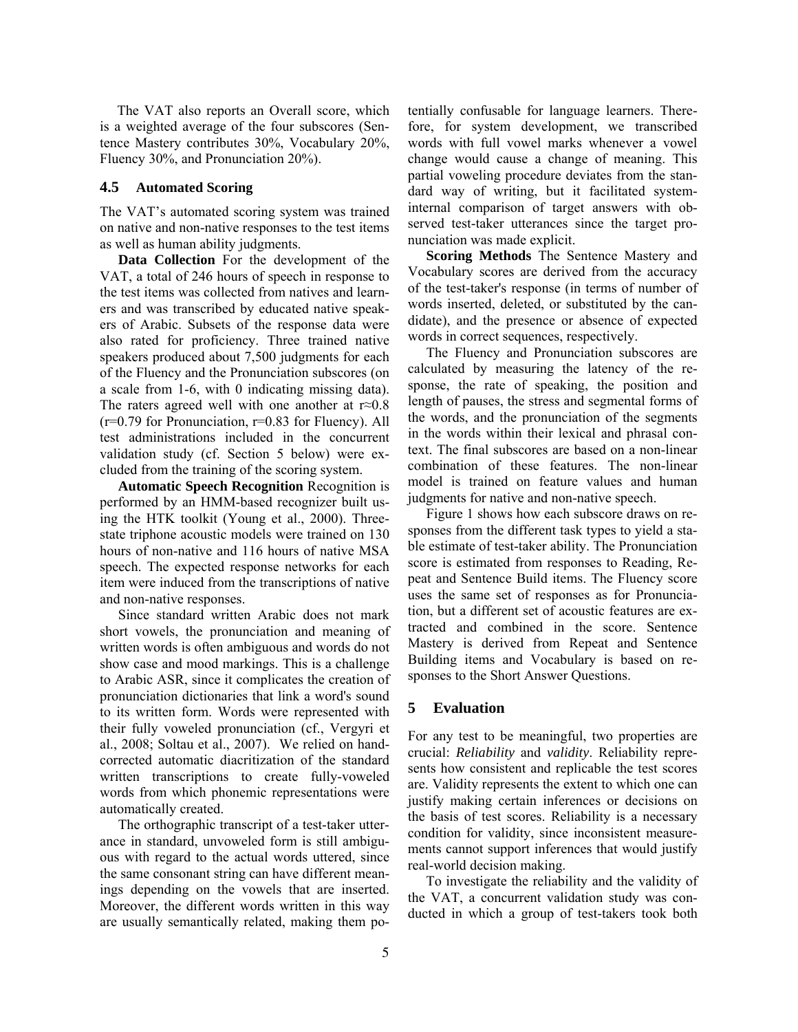The VAT also reports an Overall score, which is a weighted average of the four subscores (Sentence Mastery contributes 30%, Vocabulary 20%, Fluency 30%, and Pronunciation 20%).

### 4.5 Automated Scoring

The VAT's automated scoring system was trained on native and non-native responses to the test items as well as human ability judgments.

**Data Collection** For the development of the VAT, a total of 246 hours of speech in response to the test items was collected from natives and learners and was transcribed by educated native speakers of Arabic. Subsets of the response data were also rated for proficiency. Three trained native speakers produced about 7,500 judgments for each of the Fluency and the Pronunciation subscores (on a scale from 1-6, with 0 indicating missing data). The raters agreed well with one another at $r \approx 0.8$ ($r=0.79$ for Pronunciation, $r=0.83$ for Fluency). All test administrations included in the concurrent validation study (cf. Section 5 below) were excluded from the training of the scoring system.

**Automatic Speech Recognition** Recognition is performed by an HMM-based recognizer built using the HTK toolkit (Young et al., 2000). Three-state triphone acoustic models were trained on 130 hours of non-native and 116 hours of native MSA speech. The expected response networks for each item were induced from the transcriptions of native and non-native responses.

Since standard written Arabic does not mark short vowels, the pronunciation and meaning of written words is often ambiguous and words do not show case and mood markings. This is a challenge to Arabic ASR, since it complicates the creation of pronunciation dictionaries that link a word's sound to its written form. Words were represented with their fully voweled pronunciation (cf., Vergyri et al., 2008; Soltau et al., 2007). We relied on hand-corrected automatic diacritization of the standard written transcriptions to create fully-voweled words from which phonemic representations were automatically created.

The orthographic transcript of a test-taker utterance in standard, unvoweled form is still ambiguous with regard to the actual words uttered, since the same consonant string can have different meanings depending on the vowels that are inserted. Moreover, the different words written in this way are usually semantically related, making them potentially confusable for language learners. Therefore, for system development, we transcribed words with full vowel marks whenever a vowel change would cause a change of meaning. This partial voweling procedure deviates from the standard way of writing, but it facilitated system-internal comparison of target answers with observed test-taker utterances since the target pronunciation was made explicit.

**Scoring Methods** The Sentence Mastery and Vocabulary scores are derived from the accuracy of the test-taker's response (in terms of number of words inserted, deleted, or substituted by the candidate), and the presence or absence of expected words in correct sequences, respectively.

The Fluency and Pronunciation subscores are calculated by measuring the latency of the response, the rate of speaking, the position and length of pauses, the stress and segmental forms of the words, and the pronunciation of the segments in the words within their lexical and phrasal context. The final subscores are based on a non-linear combination of these features. The non-linear model is trained on feature values and human judgments for native and non-native speech.

Figure 1 shows how each subscore draws on responses from the different task types to yield a stable estimate of test-taker ability. The Pronunciation score is estimated from responses to Reading, Repeat and Sentence Build items. The Fluency score uses the same set of responses as for Pronunciation, but a different set of acoustic features are extracted and combined in the score. Sentence Mastery is derived from Repeat and Sentence Building items and Vocabulary is based on responses to the Short Answer Questions.

## 5 Evaluation

For any test to be meaningful, two properties are crucial: *Reliability* and *validity*. Reliability represents how consistent and replicable the test scores are. Validity represents the extent to which one can justify making certain inferences or decisions on the basis of test scores. Reliability is a necessary condition for validity, since inconsistent measurements cannot support inferences that would justify real-world decision making.

To investigate the reliability and the validity of the VAT, a concurrent validation study was conducted in which a group of test-takers took both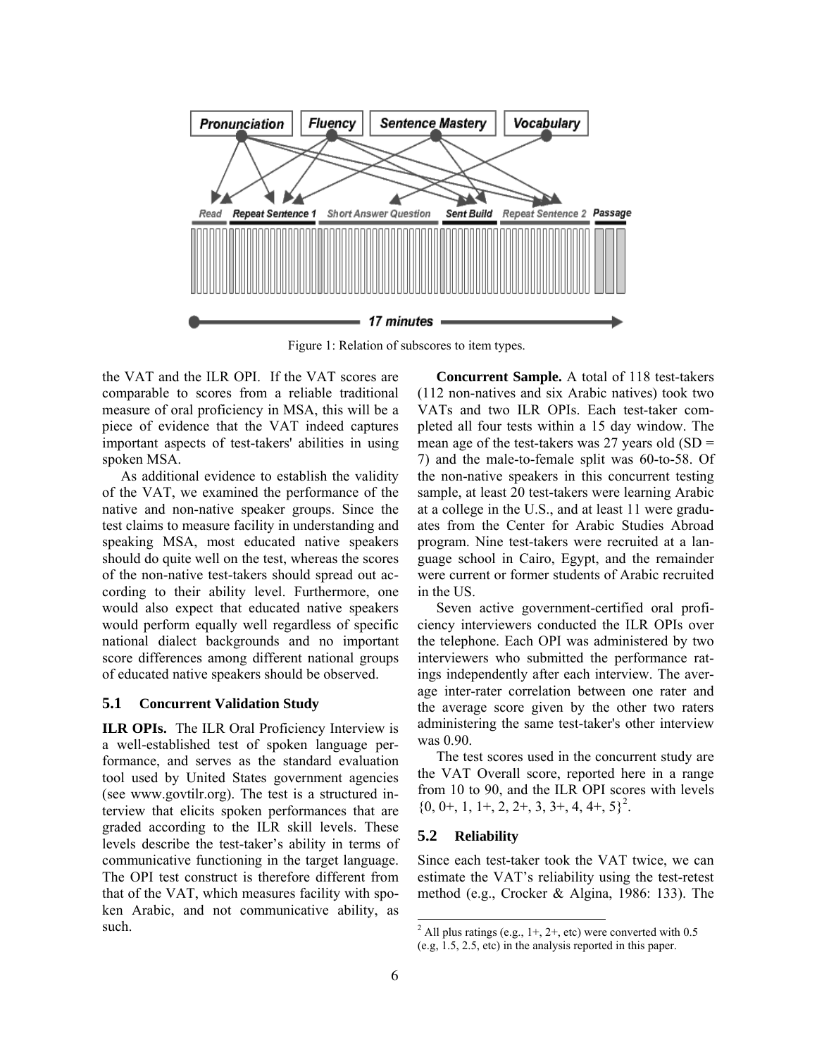Figure 1: Relation of subscores to item types.

the VAT and the ILR OPI. If the VAT scores are comparable to scores from a reliable traditional measure of oral proficiency in MSA, this will be a piece of evidence that the VAT indeed captures important aspects of test-takers' abilities in using spoken MSA.

As additional evidence to establish the validity of the VAT, we examined the performance of the native and non-native speaker groups. Since the test claims to measure facility in understanding and speaking MSA, most educated native speakers should do quite well on the test, whereas the scores of the non-native test-takers should spread out according to their ability level. Furthermore, one would also expect that educated native speakers would perform equally well regardless of specific national dialect backgrounds and no important score differences among different national groups of educated native speakers should be observed.

### 5.1 Concurrent Validation Study

**ILR OPIs.** The ILR Oral Proficiency Interview is a well-established test of spoken language performance, and serves as the standard evaluation tool used by United States government agencies (see www.govtilr.org). The test is a structured interview that elicits spoken performances that are graded according to the ILR skill levels. These levels describe the test-taker's ability in terms of communicative functioning in the target language. The OPI test construct is therefore different from that of the VAT, which measures facility with spoken Arabic, and not communicative ability, as such.

**Concurrent Sample.** A total of 118 test-takers (112 non-natives and six Arabic natives) took two VATs and two ILR OPIs. Each test-taker completed all four tests within a 15 day window. The mean age of the test-takers was 27 years old (SD = 7) and the male-to-female split was 60-to-58. Of the non-native speakers in this concurrent testing sample, at least 20 test-takers were learning Arabic at a college in the U.S., and at least 11 were graduates from the Center for Arabic Studies Abroad program. Nine test-takers were recruited at a language school in Cairo, Egypt, and the remainder were current or former students of Arabic recruited in the US.

Seven active government-certified oral proficiency interviewers conducted the ILR OPIs over the telephone. Each OPI was administered by two interviewers who submitted the performance ratings independently after each interview. The average inter-rater correlation between one rater and the average score given by the other two raters administering the same test-taker's other interview was 0.90.

The test scores used in the concurrent study are the VAT Overall score, reported here in a range from 10 to 90, and the ILR OPI scores with levels {0, 0+, 1, 1+, 2, 2+, 3, 3+, 4, 4+, 5}[2].

### 5.2 Reliability

Since each test-taker took the VAT twice, we can estimate the VAT's reliability using the test-retest method (e.g., Crocker & Algina, 1986: 133). The

[2] All plus ratings (e.g., 1+, 2+, etc) were converted with 0.5 (e.g, 1.5, 2.5, etc) in the analysis reported in this paper.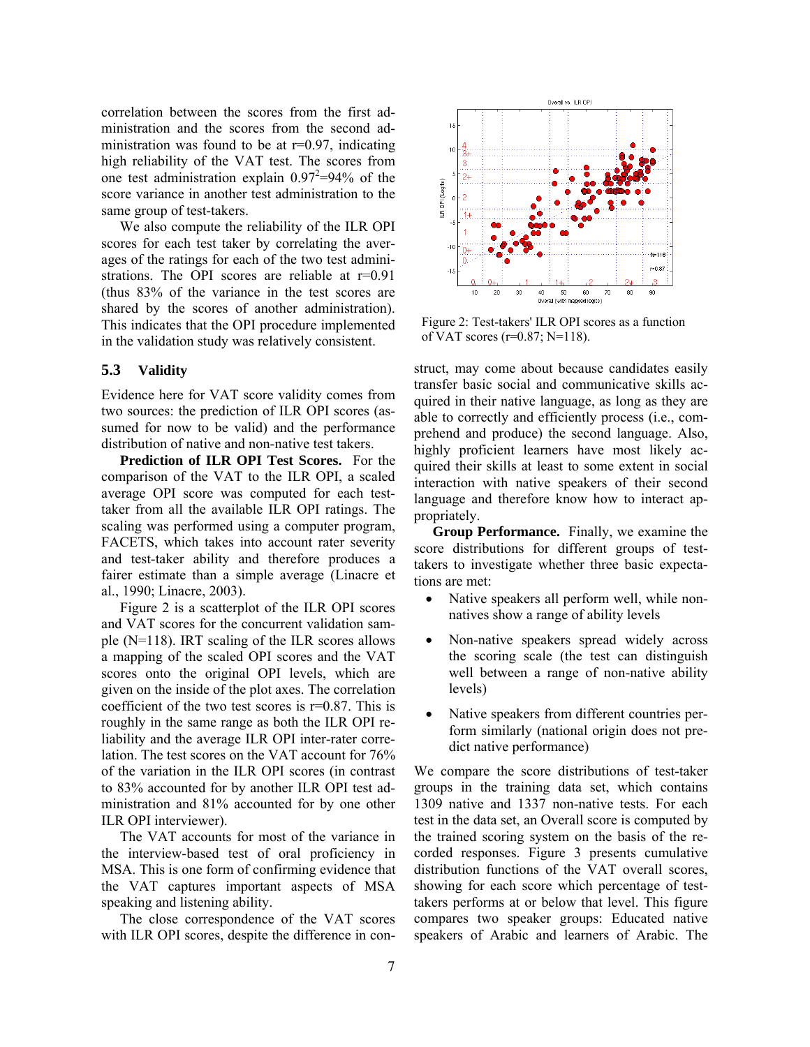correlation between the scores from the first administration and the scores from the second administration was found to be at r=0.97, indicating high reliability of the VAT test. The scores from one test administration explain $0.97^2$=94% of the score variance in another test administration to the same group of test-takers.

We also compute the reliability of the ILR OPI scores for each test taker by correlating the averages of the ratings for each of the two test administrations. The OPI scores are reliable at r=0.91 (thus 83% of the variance in the test scores are shared by the scores of another administration). This indicates that the OPI procedure implemented in the validation study was relatively consistent.

### 5.3 Validity

Evidence here for VAT score validity comes from two sources: the prediction of ILR OPI scores (assumed for now to be valid) and the performance distribution of native and non-native test takers.

**Prediction of ILR OPI Test Scores.** For the comparison of the VAT to the ILR OPI, a scaled average OPI score was computed for each test-taker from all the available ILR OPI ratings. The scaling was performed using a computer program, FACETS, which takes into account rater severity and test-taker ability and therefore produces a fairer estimate than a simple average (Linacre et al., 1990; Linacre, 2003).

Figure 2 is a scatterplot of the ILR OPI scores and VAT scores for the concurrent validation sample (N=118). IRT scaling of the ILR scores allows a mapping of the scaled OPI scores and the VAT scores onto the original OPI levels, which are given on the inside of the plot axes. The correlation coefficient of the two test scores is r=0.87. This is roughly in the same range as both the ILR OPI reliability and the average ILR OPI inter-rater correlation. The test scores on the VAT account for 76% of the variation in the ILR OPI scores (in contrast to 83% accounted for by another ILR OPI test administration and 81% accounted for by one other ILR OPI interviewer).

The VAT accounts for most of the variance in the interview-based test of oral proficiency in MSA. This is one form of confirming evidence that the VAT captures important aspects of MSA speaking and listening ability.

The close correspondence of the VAT scores with ILR OPI scores, despite the difference in construct, may come about because candidates easily transfer basic social and communicative skills acquired in their native language, as long as they are able to correctly and efficiently process (i.e., comprehend and produce) the second language. Also, highly proficient learners have most likely acquired their skills at least to some extent in social interaction with native speakers of their second language and therefore know how to interact appropriately.

Figure 2: Test-takers' ILR OPI scores as a function of VAT scores (r=0.87; N=118).

**Group Performance.** Finally, we examine the score distributions for different groups of test-takers to investigate whether three basic expectations are met:

- Native speakers all perform well, while non-natives show a range of ability levels
- Non-native speakers spread widely across the scoring scale (the test can distinguish well between a range of non-native ability levels)
- Native speakers from different countries perform similarly (national origin does not predict native performance)

We compare the score distributions of test-taker groups in the training data set, which contains 1309 native and 1337 non-native tests. For each test in the data set, an Overall score is computed by the trained scoring system on the basis of the recorded responses. Figure 3 presents cumulative distribution functions of the VAT overall scores, showing for each score which percentage of test-takers performs at or below that level. This figure compares two speaker groups: Educated native speakers of Arabic and learners of Arabic. The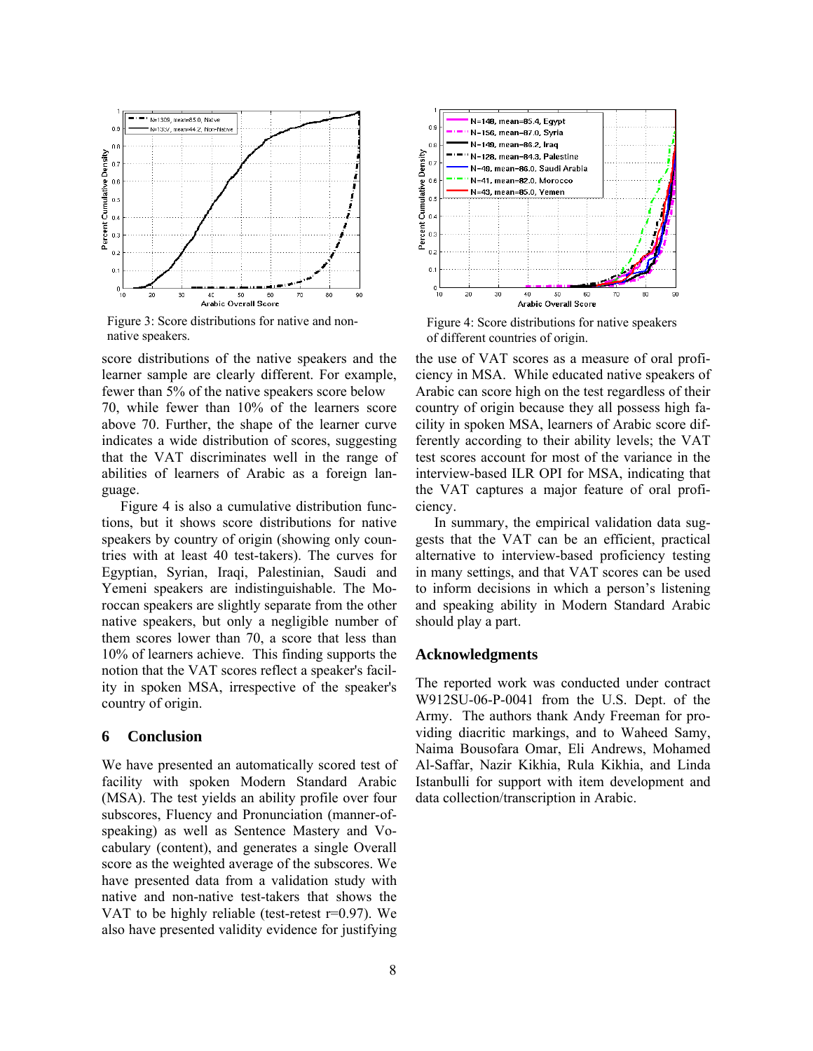Figure 3: Score distributions for native and non-native speakers.

Figure 4: Score distributions for native speakers of different countries of origin.

score distributions of the native speakers and the learner sample are clearly different. For example, fewer than 5% of the native speakers score below 70, while fewer than 10% of the learners score above 70. Further, the shape of the learner curve indicates a wide distribution of scores, suggesting that the VAT discriminates well in the range of abilities of learners of Arabic as a foreign language.

Figure 4 is also a cumulative distribution functions, but it shows score distributions for native speakers by country of origin (showing only countries with at least 40 test-takers). The curves for Egyptian, Syrian, Iraqi, Palestinian, Saudi and Yemeni speakers are indistinguishable. The Moroccan speakers are slightly separate from the other native speakers, but only a negligible number of them scores lower than 70, a score that less than 10% of learners achieve. This finding supports the notion that the VAT scores reflect a speaker's facility in spoken MSA, irrespective of the speaker's country of origin.

## 6 Conclusion

We have presented an automatically scored test of facility with spoken Modern Standard Arabic (MSA). The test yields an ability profile over four subscores, Fluency and Pronunciation (manner-of-speaking) as well as Sentence Mastery and Vocabulary (content), and generates a single Overall score as the weighted average of the subscores. We have presented data from a validation study with native and non-native test-takers that shows the VAT to be highly reliable (test-retest r=0.97). We also have presented validity evidence for justifying the use of VAT scores as a measure of oral proficiency in MSA. While educated native speakers of Arabic can score high on the test regardless of their country of origin because they all possess high facility in spoken MSA, learners of Arabic score differently according to their ability levels; the VAT test scores account for most of the variance in the interview-based ILR OPI for MSA, indicating that the VAT captures a major feature of oral proficiency.

In summary, the empirical validation data suggests that the VAT can be an efficient, practical alternative to interview-based proficiency testing in many settings, and that VAT scores can be used to inform decisions in which a person's listening and speaking ability in Modern Standard Arabic should play a part.

## Acknowledgments

The reported work was conducted under contract W912SU-06-P-0041 from the U.S. Dept. of the Army. The authors thank Andy Freeman for providing diacritic markings, and to Waheed Samy, Naima Bousofara Omar, Eli Andrews, Mohamed Al-Saffar, Nazir Kikhia, Rula Kikhia, and Linda Istanbulli for support with item development and data collection/transcription in Arabic.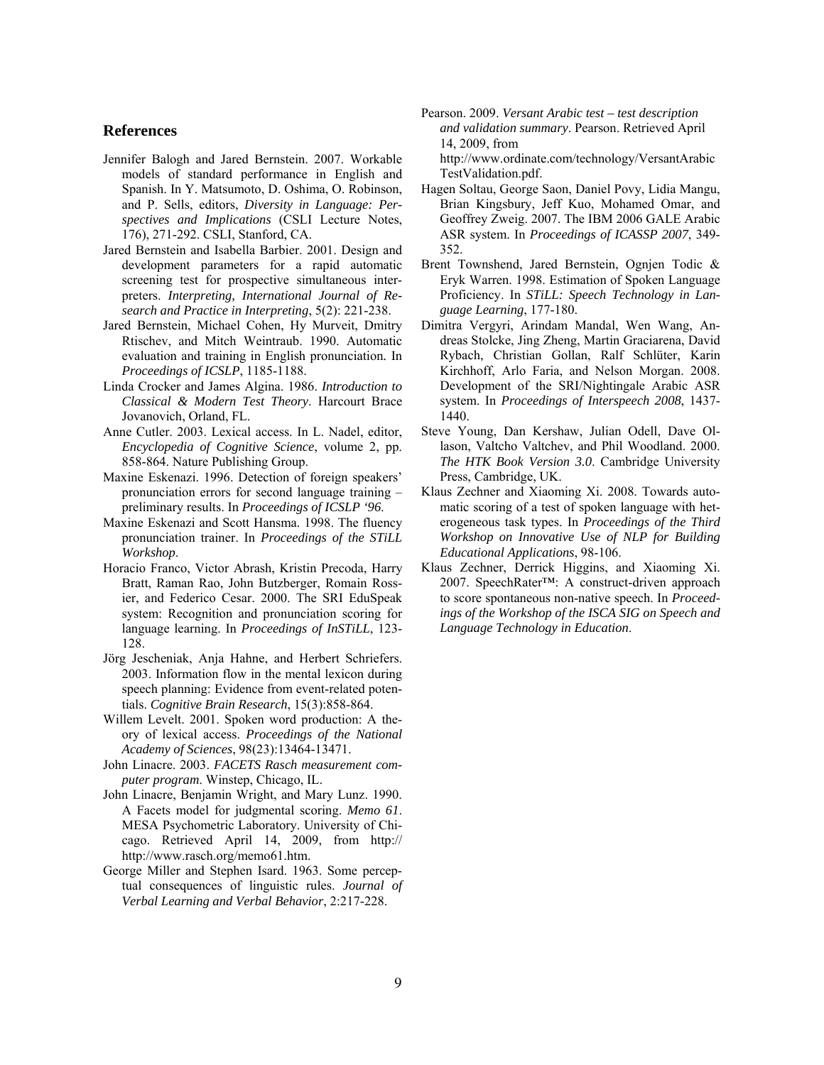## References

Jennifer Balogh and Jared Bernstein. 2007. Workable models of standard performance in English and Spanish. In Y. Matsumoto, D. Oshima, O. Robinson, and P. Sells, editors, *Diversity in Language: Perspectives and Implications* (CSLI Lecture Notes, 176), 271-292. CSLI, Stanford, CA.

Jared Bernstein and Isabella Barbier. 2001. Design and development parameters for a rapid automatic screening test for prospective simultaneous interpreters. *Interpreting, International Journal of Research and Practice in Interpreting*, 5(2): 221-238.

Jared Bernstein, Michael Cohen, Hy Murveit, Dmitry Rtischev, and Mitch Weintraub. 1990. Automatic evaluation and training in English pronunciation. In *Proceedings of ICSLP*, 1185-1188.

Linda Crocker and James Algina. 1986. *Introduction to Classical & Modern Test Theory*. Harcourt Brace Jovanovich, Orland, FL.

Anne Cutler. 2003. Lexical access. In L. Nadel, editor, *Encyclopedia of Cognitive Science*, volume 2, pp. 858-864. Nature Publishing Group.

Maxine Eskenazi. 1996. Detection of foreign speakers' pronunciation errors for second language training – preliminary results. In *Proceedings of ICSLP '96*.

Maxine Eskenazi and Scott Hansma. 1998. The fluency pronunciation trainer. In *Proceedings of the STiLL Workshop*.

Horacio Franco, Victor Abrash, Kristin Precoda, Harry Bratt, Raman Rao, John Butzberger, Romain Rossier, and Federico Cesar. 2000. The SRI EduSpeak system: Recognition and pronunciation scoring for language learning. In *Proceedings of InSTiLL*, 123-128.

Jörg Jescheniak, Anja Hahne, and Herbert Schriefers. 2003. Information flow in the mental lexicon during speech planning: Evidence from event-related potentials. *Cognitive Brain Research*, 15(3):858-864.

Willem Levelt. 2001. Spoken word production: A theory of lexical access. *Proceedings of the National Academy of Sciences*, 98(23):13464-13471.

John Linacre. 2003. *FACETS Rasch measurement computer program*. Winstep, Chicago, IL.

John Linacre, Benjamin Wright, and Mary Lunz. 1990. A Facets model for judgmental scoring. *Memo 61*. MESA Psychometric Laboratory. University of Chicago. Retrieved April 14, 2009, from http:// http://www.rasch.org/memo61.htm.

George Miller and Stephen Isard. 1963. Some perceptual consequences of linguistic rules. *Journal of Verbal Learning and Verbal Behavior*, 2:217-228.

Pearson. 2009. *Versant Arabic test – test description and validation summary*. Pearson. Retrieved April 14, 2009, from http://www.ordinate.com/technology/VersantArabicTestValidation.pdf.

Hagen Soltau, George Saon, Daniel Povy, Lidia Mangu, Brian Kingsbury, Jeff Kuo, Mohamed Omar, and Geoffrey Zweig. 2007. The IBM 2006 GALE Arabic ASR system. In *Proceedings of ICASSP 2007*, 349-352.

Brent Townshend, Jared Bernstein, Ognjen Todic & Eryk Warren. 1998. Estimation of Spoken Language Proficiency. In *STiLL: Speech Technology in Language Learning*, 177-180.

Dimitra Vergyri, Arindam Mandal, Wen Wang, Andreas Stolcke, Jing Zheng, Martin Graciarena, David Rybach, Christian Gollan, Ralf Schlüter, Karin Kirchhoff, Arlo Faria, and Nelson Morgan. 2008. Development of the SRI/Nightingale Arabic ASR system. In *Proceedings of Interspeech 2008*, 1437-1440.

Steve Young, Dan Kershaw, Julian Odell, Dave Ollason, Valtcho Valtchev, and Phil Woodland. 2000. *The HTK Book Version 3.0*. Cambridge University Press, Cambridge, UK.

Klaus Zechner and Xiaoming Xi. 2008. Towards automatic scoring of a test of spoken language with heterogeneous task types. In *Proceedings of the Third Workshop on Innovative Use of NLP for Building Educational Applications*, 98-106.

Klaus Zechner, Derrick Higgins, and Xiaoming Xi. 2007. SpeechRater™: A construct-driven approach to score spontaneous non-native speech. In *Proceedings of the Workshop of the ISCA SIG on Speech and Language Technology in Education*.